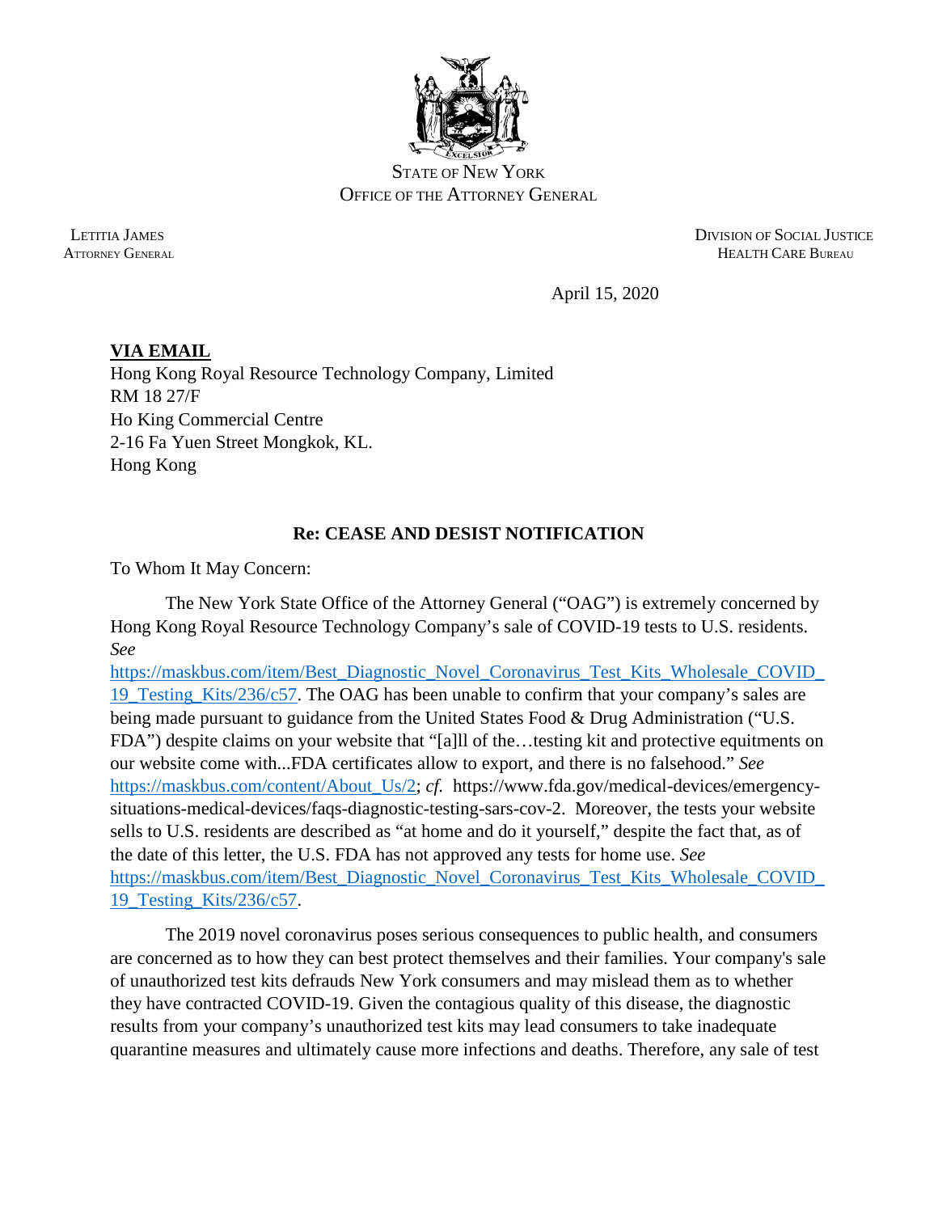STATE OF NEW YORK
OFFICE OF THE ATTORNEY GENERAL

LETITIA JAMES
ATTORNEY GENERAL

DIVISION OF SOCIAL JUSTICE
HEALTH CARE BUREAU

April 15, 2020

**VIA EMAIL**
Hong Kong Royal Resource Technology Company, Limited
RM 18 27/F
Ho King Commercial Centre
2-16 Fa Yuen Street Mongkok, KL.
Hong Kong

**Re: CEASE AND DESIST NOTIFICATION**

To Whom It May Concern:

The New York State Office of the Attorney General ("OAG") is extremely concerned by Hong Kong Royal Resource Technology Company's sale of COVID-19 tests to U.S. residents. *See* https://maskbus.com/item/Best_Diagnostic_Novel_Coronavirus_Test_Kits_Wholesale_COVID_19_Testing_Kits/236/c57. The OAG has been unable to confirm that your company's sales are being made pursuant to guidance from the United States Food & Drug Administration ("U.S. FDA") despite claims on your website that "[a]ll of the…testing kit and protective equitments on our website come with...FDA certificates allow to export, and there is no falsehood." *See* https://maskbus.com/content/About_Us/2; *cf.* https://www.fda.gov/medical-devices/emergency-situations-medical-devices/faqs-diagnostic-testing-sars-cov-2. Moreover, the tests your website sells to U.S. residents are described as "at home and do it yourself," despite the fact that, as of the date of this letter, the U.S. FDA has not approved any tests for home use. *See* https://maskbus.com/item/Best_Diagnostic_Novel_Coronavirus_Test_Kits_Wholesale_COVID_19_Testing_Kits/236/c57.

The 2019 novel coronavirus poses serious consequences to public health, and consumers are concerned as to how they can best protect themselves and their families. Your company's sale of unauthorized test kits defrauds New York consumers and may mislead them as to whether they have contracted COVID-19. Given the contagious quality of this disease, the diagnostic results from your company's unauthorized test kits may lead consumers to take inadequate quarantine measures and ultimately cause more infections and deaths. Therefore, any sale of test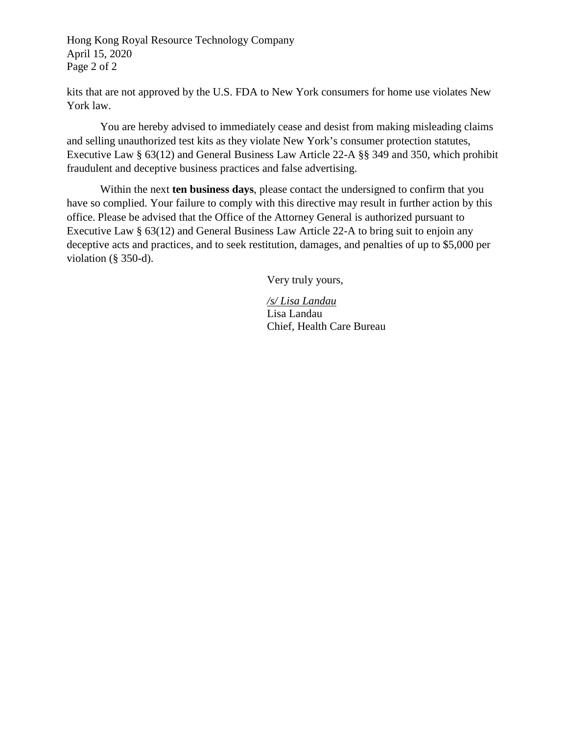kits that are not approved by the U.S. FDA to New York consumers for home use violates New York law.

You are hereby advised to immediately cease and desist from making misleading claims and selling unauthorized test kits as they violate New York's consumer protection statutes, Executive Law § 63(12) and General Business Law Article 22-A §§ 349 and 350, which prohibit fraudulent and deceptive business practices and false advertising.

Within the next **ten business days**, please contact the undersigned to confirm that you have so complied. Your failure to comply with this directive may result in further action by this office. Please be advised that the Office of the Attorney General is authorized pursuant to Executive Law § 63(12) and General Business Law Article 22-A to bring suit to enjoin any deceptive acts and practices, and to seek restitution, damages, and penalties of up to $5,000 per violation (§ 350-d).

Very truly yours,

*/s/ Lisa Landau*
Lisa Landau
Chief, Health Care Bureau